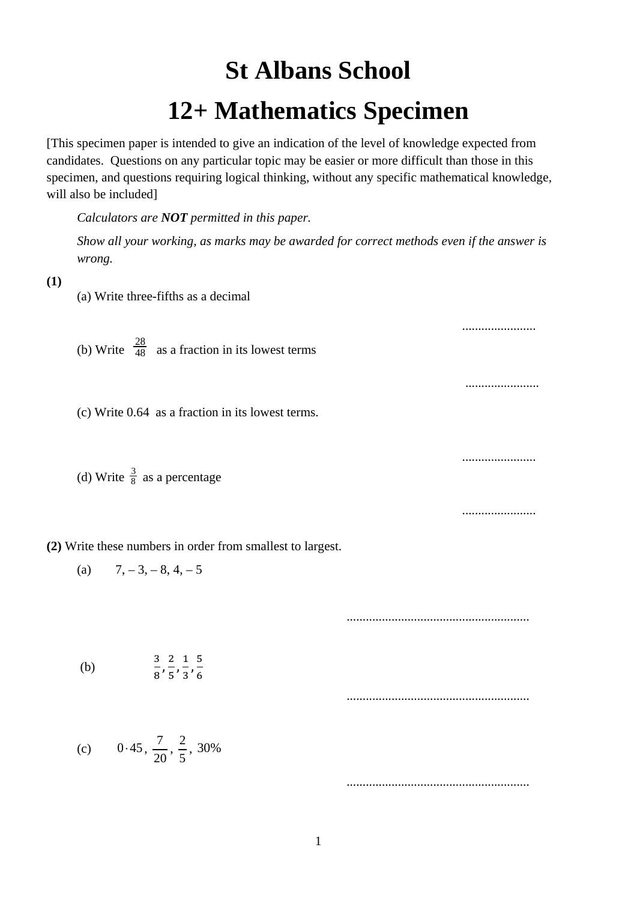# St Albans School

# 12+ Mathematics Specimen

[This specimen paper is intended to give an indication of the level of knowledge expected from candidates. Questions on any particular topic may be easier or more difficult than those in this specimen, and questions requiring logical thinking, without any specific mathematical knowledge, will also be included]

*Calculators are **NOT** permitted in this paper.*

*Show all your working, as marks may be awarded for correct methods even if the answer is wrong.*

**(1)**

(a) Write three-fifths as a decimal

.......................

(b) Write $\frac{28}{48}$ as a fraction in its lowest terms

.......................

(c) Write 0.64 as a fraction in its lowest terms.

.......................

(d) Write $\frac{3}{8}$ as a percentage

.......................

**(2)** Write these numbers in order from smallest to largest.

(a) 7, – 3, – 8, 4, – 5

.........................................................

(b) $\frac{3}{8}, \frac{2}{5}, \frac{1}{3}, \frac{5}{6}$

.........................................................

(c) $0{\cdot}45$, $\frac{7}{20}$, $\frac{2}{5}$, 30%

.........................................................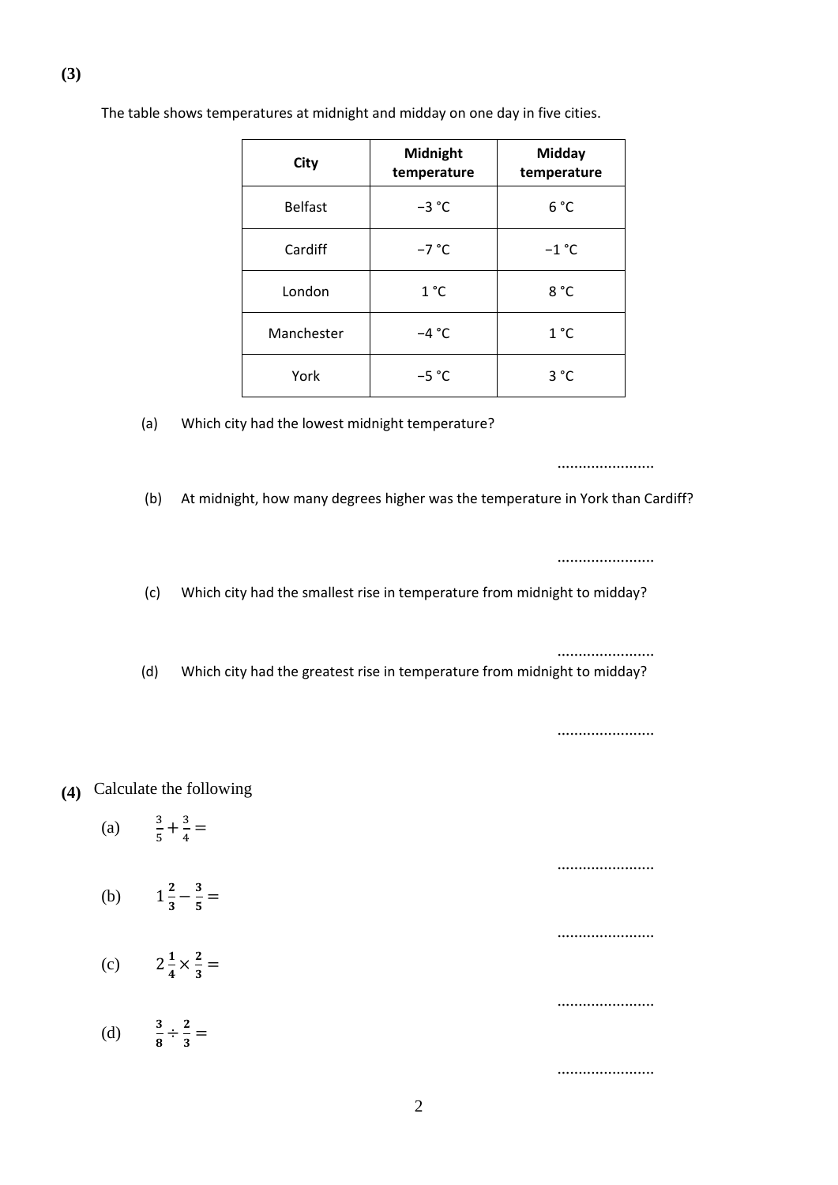**(3)**

The table shows temperatures at midnight and midday on one day in five cities.

| City | Midnight temperature | Midday temperature |
|---|---|---|
| Belfast | −3 °C | 6 °C |
| Cardiff | −7 °C | −1 °C |
| London | 1 °C | 8 °C |
| Manchester | −4 °C | 1 °C |
| York | −5 °C | 3 °C |

(a) Which city had the lowest midnight temperature?

.......................

(b) At midnight, how many degrees higher was the temperature in York than Cardiff?

.......................

(c) Which city had the smallest rise in temperature from midnight to midday?

.......................

(d) Which city had the greatest rise in temperature from midnight to midday?

.......................

**(4)** Calculate the following

(a) $\frac{3}{5} + \frac{3}{4} =$

.......................

(b) $1\frac{2}{3} - \frac{3}{5} =$

.......................

(c) $2\frac{1}{4} \times \frac{2}{3} =$

.......................

(d) $\frac{3}{8} \div \frac{2}{3} =$

.......................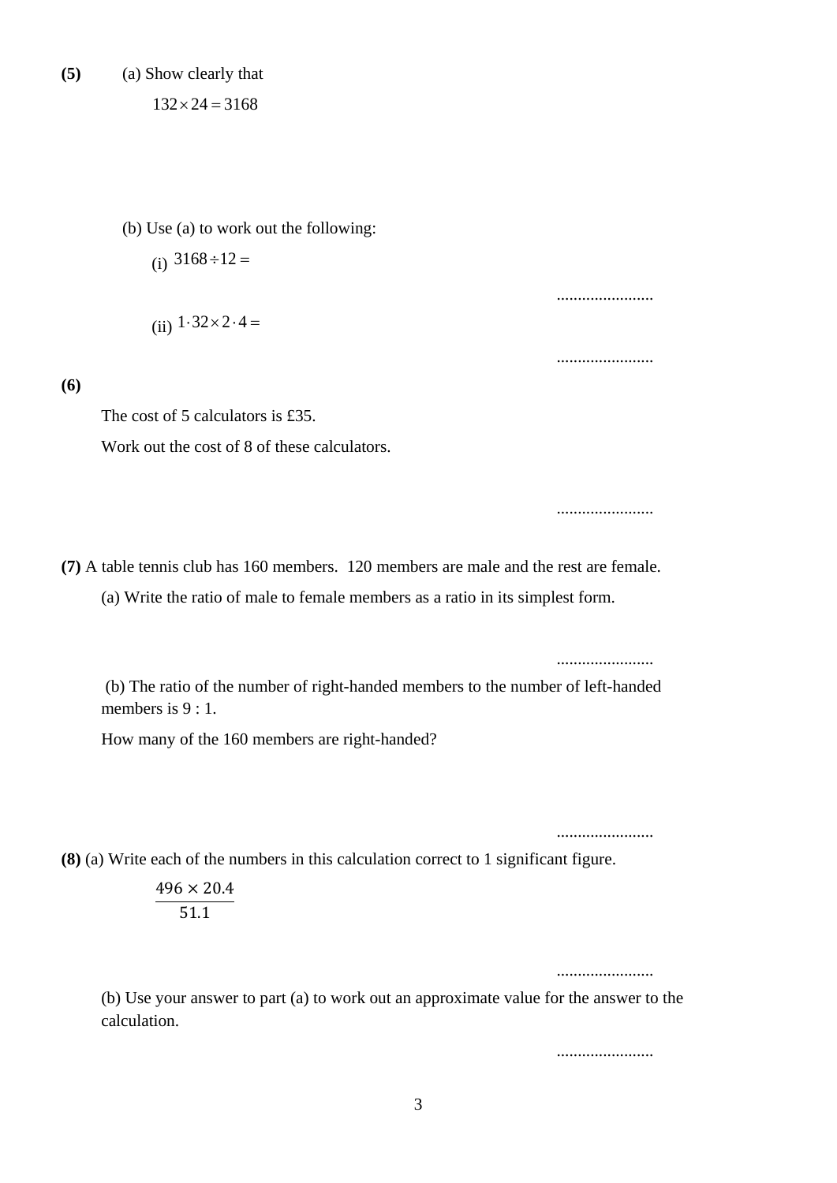**(5)** (a) Show clearly that

$132 \times 24 = 3168$

(b) Use (a) to work out the following:

(i) $3168 \div 12 =$

.......................

(ii) $1 \cdot 32 \times 2 \cdot 4 =$

.......................

**(6)**

The cost of 5 calculators is £35.

Work out the cost of 8 of these calculators.

.......................

**(7)** A table tennis club has 160 members. 120 members are male and the rest are female.

(a) Write the ratio of male to female members as a ratio in its simplest form.

.......................

(b) The ratio of the number of right-handed members to the number of left-handed members is 9 : 1.

How many of the 160 members are right-handed?

.......................

**(8)** (a) Write each of the numbers in this calculation correct to 1 significant figure.

$$\frac{496 \times 20.4}{51.1}$$

.......................

(b) Use your answer to part (a) to work out an approximate value for the answer to the calculation.

.......................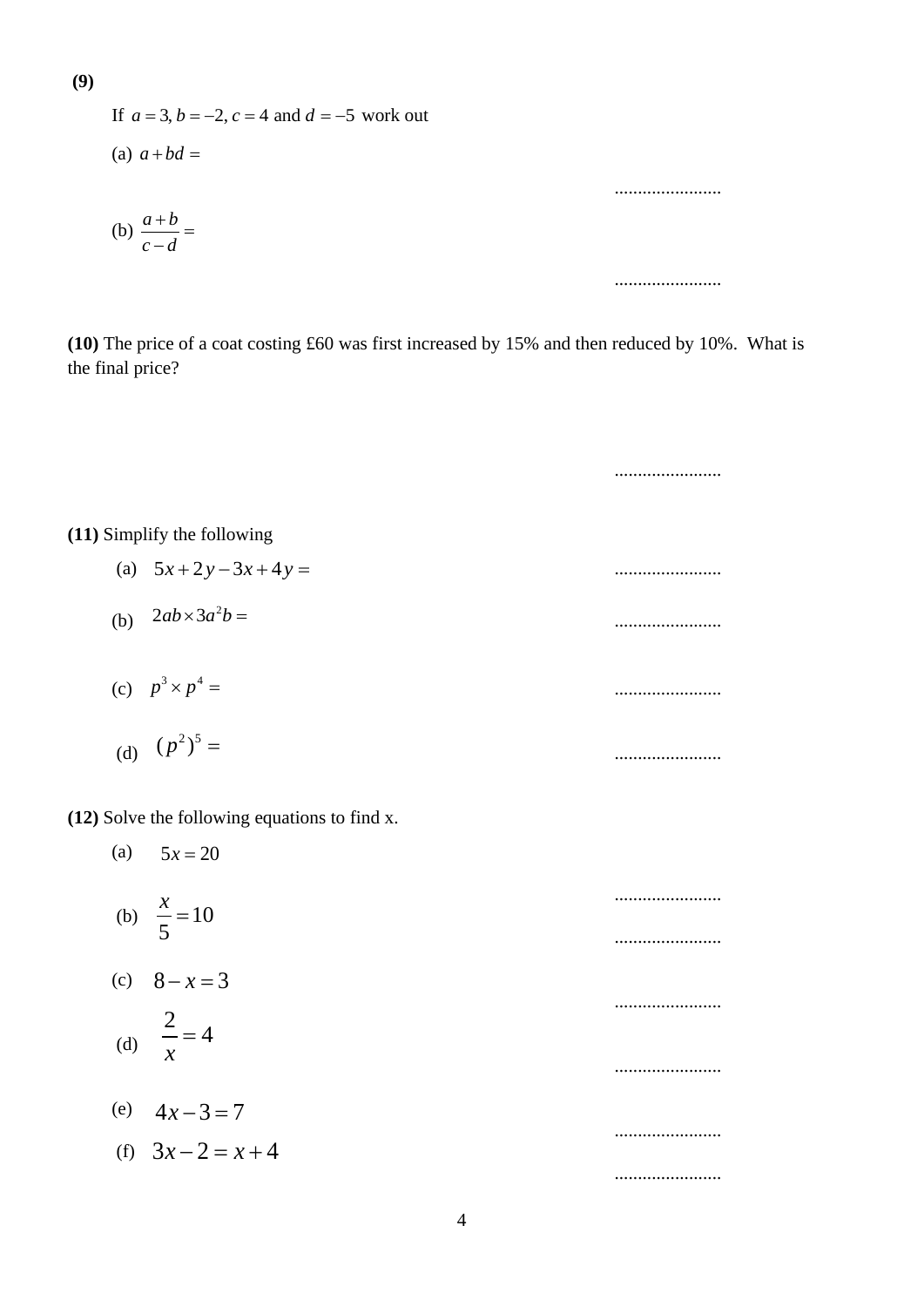**(9)**

If $a = 3, b = -2, c = 4$ and $d = -5$ work out

(a) $a + bd =$

.......................

(b) $\dfrac{a+b}{c-d} =$

.......................

**(10)** The price of a coat costing £60 was first increased by 15% and then reduced by 10%. What is the final price?

.......................

**(11)** Simplify the following

(a) $5x + 2y - 3x + 4y =$ .......................

(b) $2ab \times 3a^2b =$ .......................

(c) $p^3 \times p^4 =$ .......................

(d) $(p^2)^5 =$ .......................

**(12)** Solve the following equations to find x.

(a) $5x = 20$

.......................

(b) $\dfrac{x}{5} = 10$

.......................

(c) $8 - x = 3$

.......................

(d) $\dfrac{2}{x} = 4$

.......................

(e) $4x - 3 = 7$

.......................

(f) $3x - 2 = x + 4$

.......................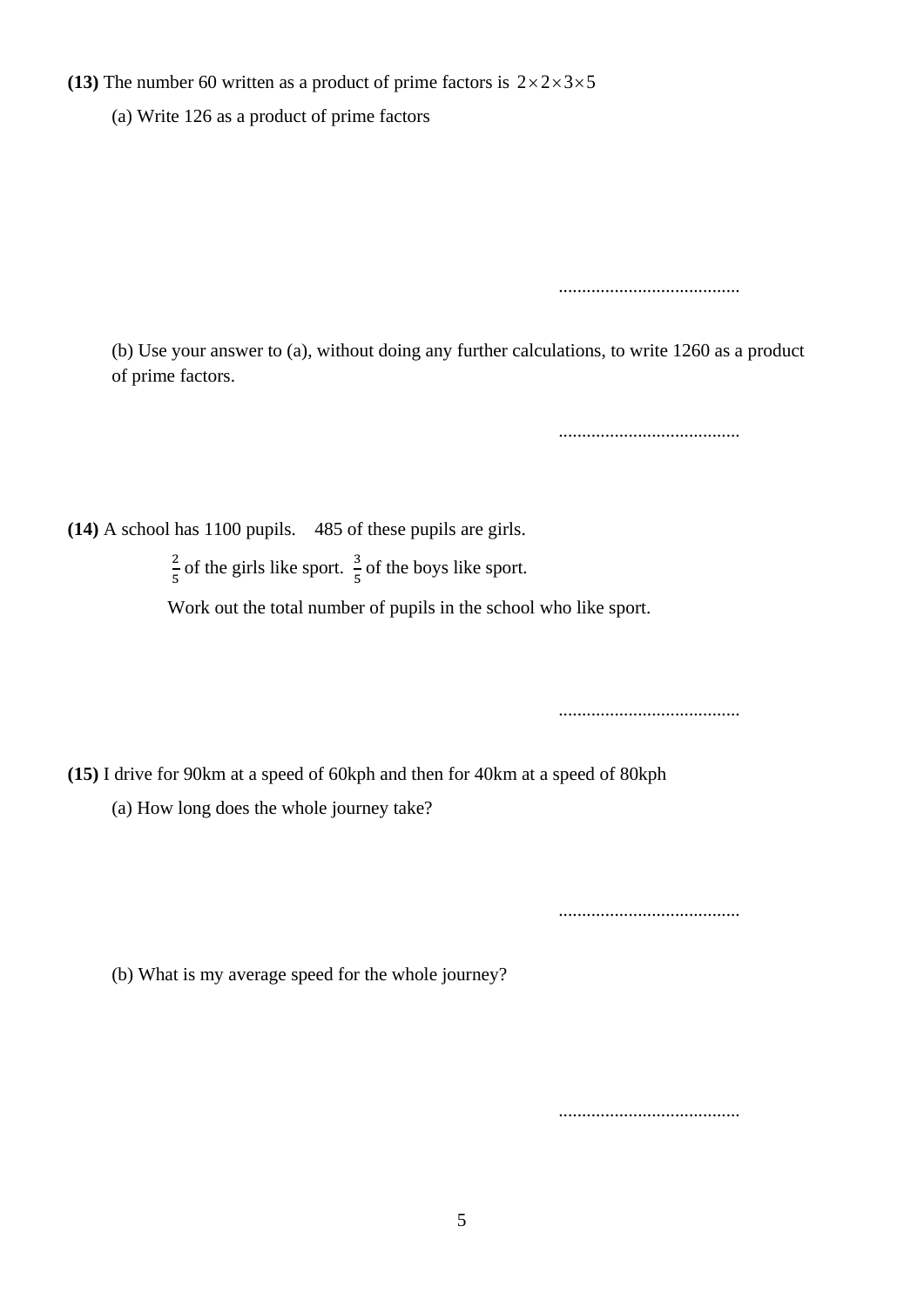**(13)** The number 60 written as a product of prime factors is $2 \times 2 \times 3 \times 5$

(a) Write 126 as a product of prime factors

.......................................

(b) Use your answer to (a), without doing any further calculations, to write 1260 as a product of prime factors.

.......................................

**(14)** A school has 1100 pupils. 485 of these pupils are girls.

$\frac{2}{5}$ of the girls like sport. $\frac{3}{5}$ of the boys like sport.

Work out the total number of pupils in the school who like sport.

.......................................

**(15)** I drive for 90km at a speed of 60kph and then for 40km at a speed of 80kph

(a) How long does the whole journey take?

.......................................

(b) What is my average speed for the whole journey?

.......................................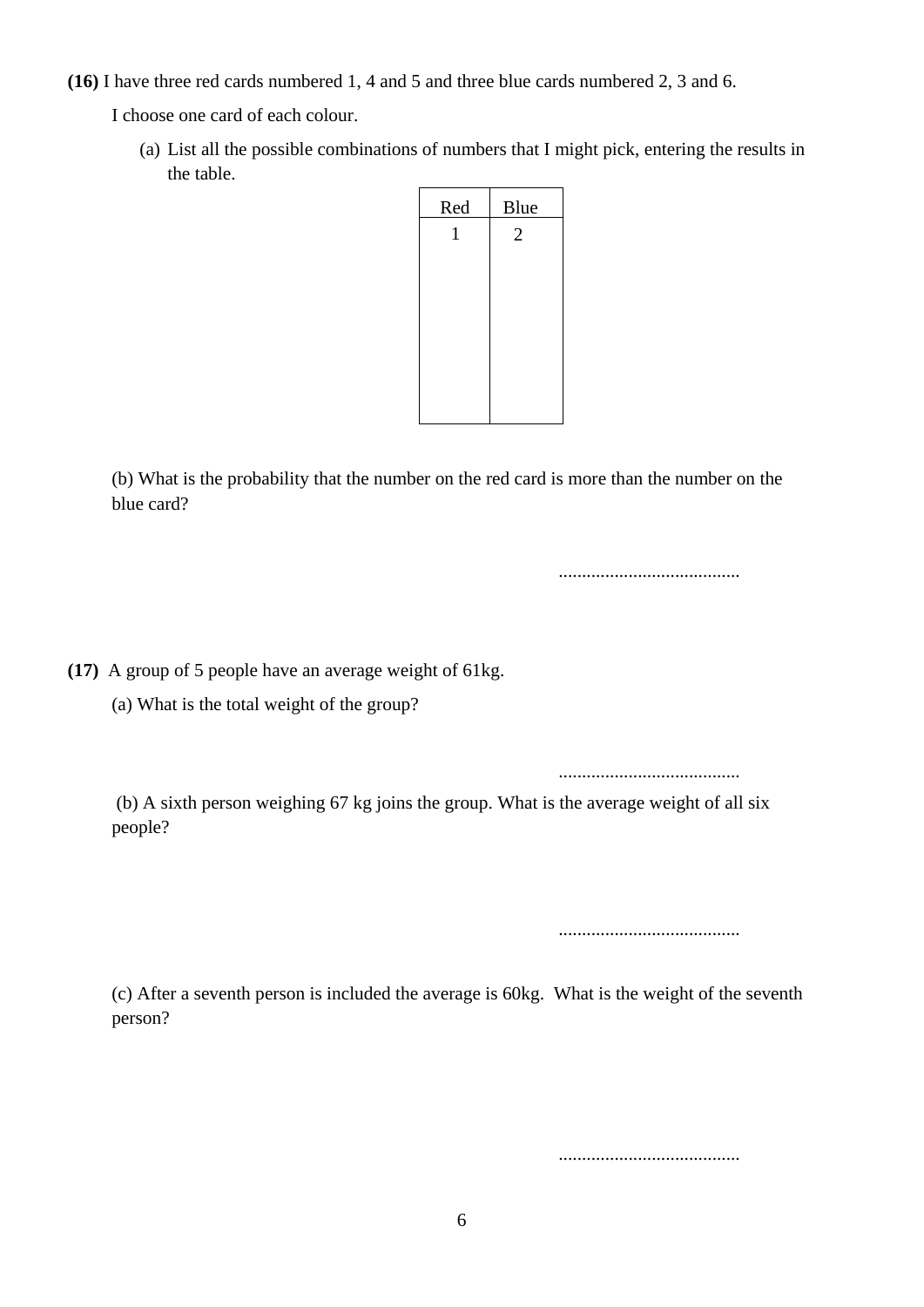**(16)** I have three red cards numbered 1, 4 and 5 and three blue cards numbered 2, 3 and 6.

I choose one card of each colour.

(a) List all the possible combinations of numbers that I might pick, entering the results in the table.

| Red | Blue |
|---|---|
| 1 | 2 |
| | |
| | |
| | |
| | |
| | |
| | |
| | |
| | |

(b) What is the probability that the number on the red card is more than the number on the blue card?

.......................................

**(17)** A group of 5 people have an average weight of 61kg.

(a) What is the total weight of the group?

.......................................

(b) A sixth person weighing 67 kg joins the group. What is the average weight of all six people?

.......................................

(c) After a seventh person is included the average is 60kg. What is the weight of the seventh person?

.......................................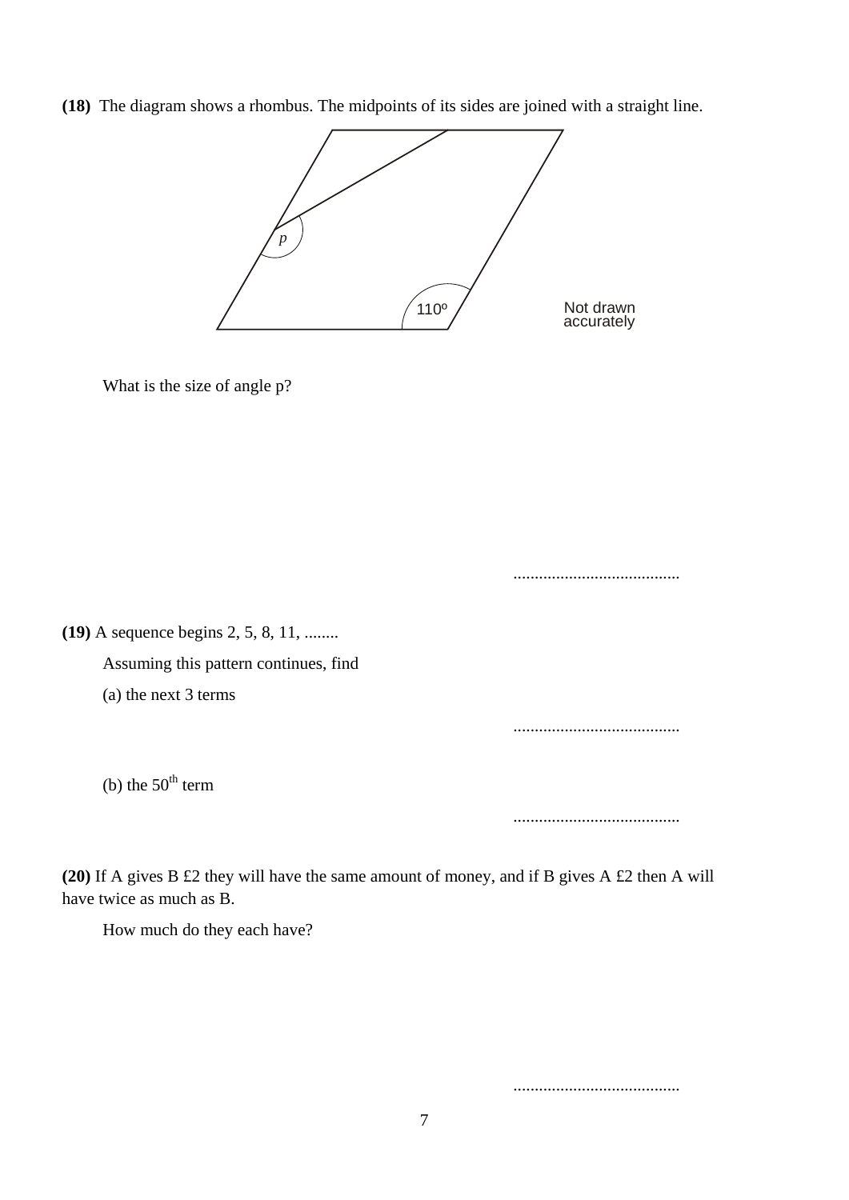**(18)** The diagram shows a rhombus. The midpoints of its sides are joined with a straight line.

What is the size of angle p?

.......................................

**(19)** A sequence begins 2, 5, 8, 11, ........

Assuming this pattern continues, find

(a) the next 3 terms

.......................................

(b) the $50^{th}$ term

.......................................

**(20)** If A gives B £2 they will have the same amount of money, and if B gives A £2 then A will have twice as much as B.

How much do they each have?

.......................................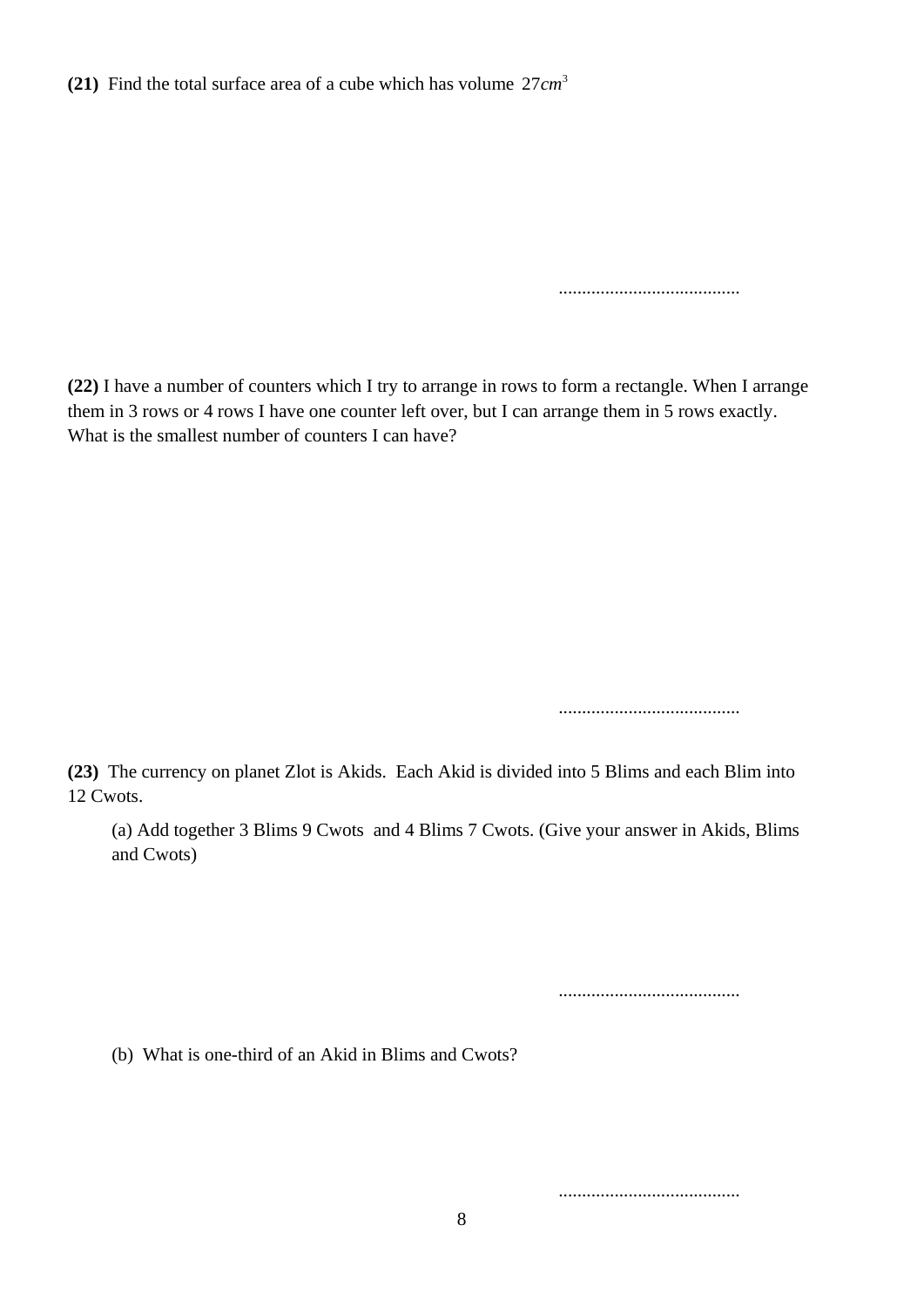**(21)** Find the total surface area of a cube which has volume $27cm^3$

.......................................

**(22)** I have a number of counters which I try to arrange in rows to form a rectangle. When I arrange them in 3 rows or 4 rows I have one counter left over, but I can arrange them in 5 rows exactly. What is the smallest number of counters I can have?

.......................................

**(23)** The currency on planet Zlot is Akids. Each Akid is divided into 5 Blims and each Blim into 12 Cwots.

(a) Add together 3 Blims 9 Cwots and 4 Blims 7 Cwots. (Give your answer in Akids, Blims and Cwots)

.......................................

(b) What is one-third of an Akid in Blims and Cwots?

.......................................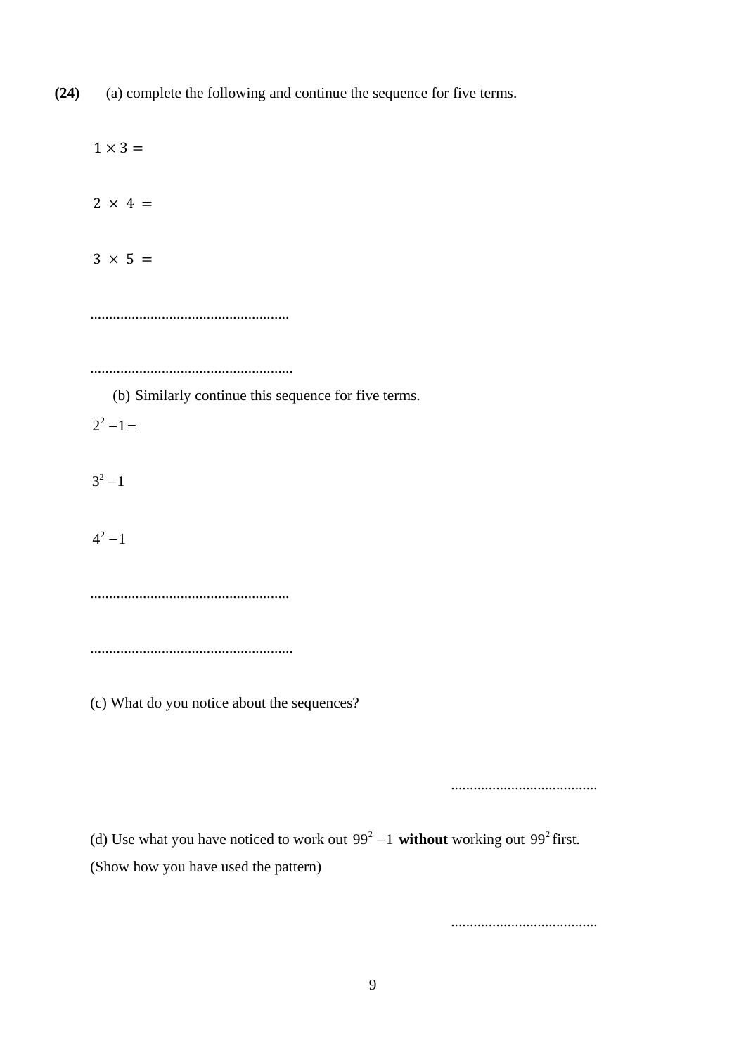**(24)** (a) complete the following and continue the sequence for five terms.

$1 \times 3 =$

$2 \times 4 =$

$3 \times 5 =$

....................................................

.....................................................

(b) Similarly continue this sequence for five terms.

$2^2 - 1 =$

$3^2 - 1$

$4^2 - 1$

....................................................

.....................................................

(c) What do you notice about the sequences?

.......................................

(d) Use what you have noticed to work out $99^2 - 1$ **without** working out $99^2$ first. (Show how you have used the pattern)

.......................................